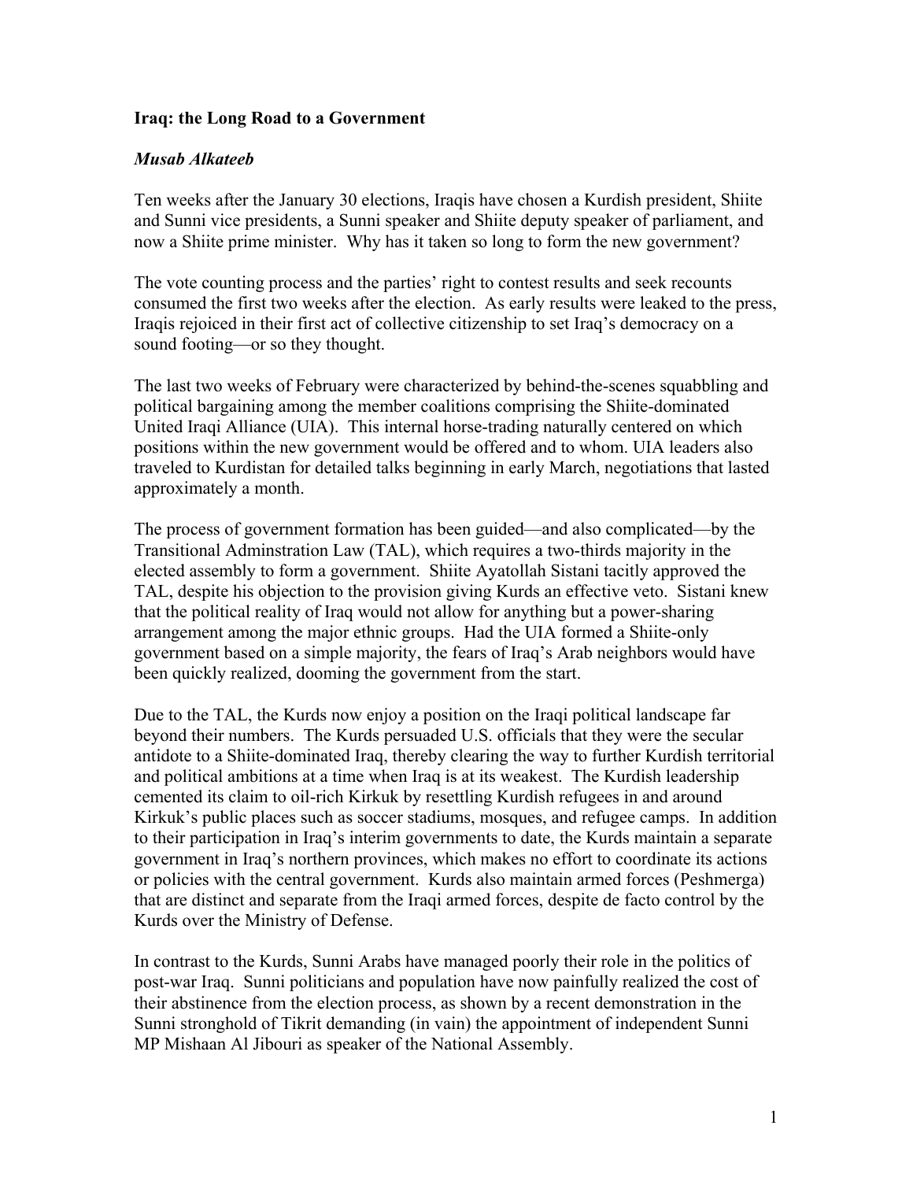**Iraq: the Long Road to a Government**

***Musab Alkateeb***

Ten weeks after the January 30 elections, Iraqis have chosen a Kurdish president, Shiite and Sunni vice presidents, a Sunni speaker and Shiite deputy speaker of parliament, and now a Shiite prime minister. Why has it taken so long to form the new government?

The vote counting process and the parties' right to contest results and seek recounts consumed the first two weeks after the election. As early results were leaked to the press, Iraqis rejoiced in their first act of collective citizenship to set Iraq's democracy on a sound footing—or so they thought.

The last two weeks of February were characterized by behind-the-scenes squabbling and political bargaining among the member coalitions comprising the Shiite-dominated United Iraqi Alliance (UIA). This internal horse-trading naturally centered on which positions within the new government would be offered and to whom. UIA leaders also traveled to Kurdistan for detailed talks beginning in early March, negotiations that lasted approximately a month.

The process of government formation has been guided—and also complicated—by the Transitional Adminstration Law (TAL), which requires a two-thirds majority in the elected assembly to form a government. Shiite Ayatollah Sistani tacitly approved the TAL, despite his objection to the provision giving Kurds an effective veto. Sistani knew that the political reality of Iraq would not allow for anything but a power-sharing arrangement among the major ethnic groups. Had the UIA formed a Shiite-only government based on a simple majority, the fears of Iraq's Arab neighbors would have been quickly realized, dooming the government from the start.

Due to the TAL, the Kurds now enjoy a position on the Iraqi political landscape far beyond their numbers. The Kurds persuaded U.S. officials that they were the secular antidote to a Shiite-dominated Iraq, thereby clearing the way to further Kurdish territorial and political ambitions at a time when Iraq is at its weakest. The Kurdish leadership cemented its claim to oil-rich Kirkuk by resettling Kurdish refugees in and around Kirkuk's public places such as soccer stadiums, mosques, and refugee camps. In addition to their participation in Iraq's interim governments to date, the Kurds maintain a separate government in Iraq's northern provinces, which makes no effort to coordinate its actions or policies with the central government. Kurds also maintain armed forces (Peshmerga) that are distinct and separate from the Iraqi armed forces, despite de facto control by the Kurds over the Ministry of Defense.

In contrast to the Kurds, Sunni Arabs have managed poorly their role in the politics of post-war Iraq. Sunni politicians and population have now painfully realized the cost of their abstinence from the election process, as shown by a recent demonstration in the Sunni stronghold of Tikrit demanding (in vain) the appointment of independent Sunni MP Mishaan Al Jibouri as speaker of the National Assembly.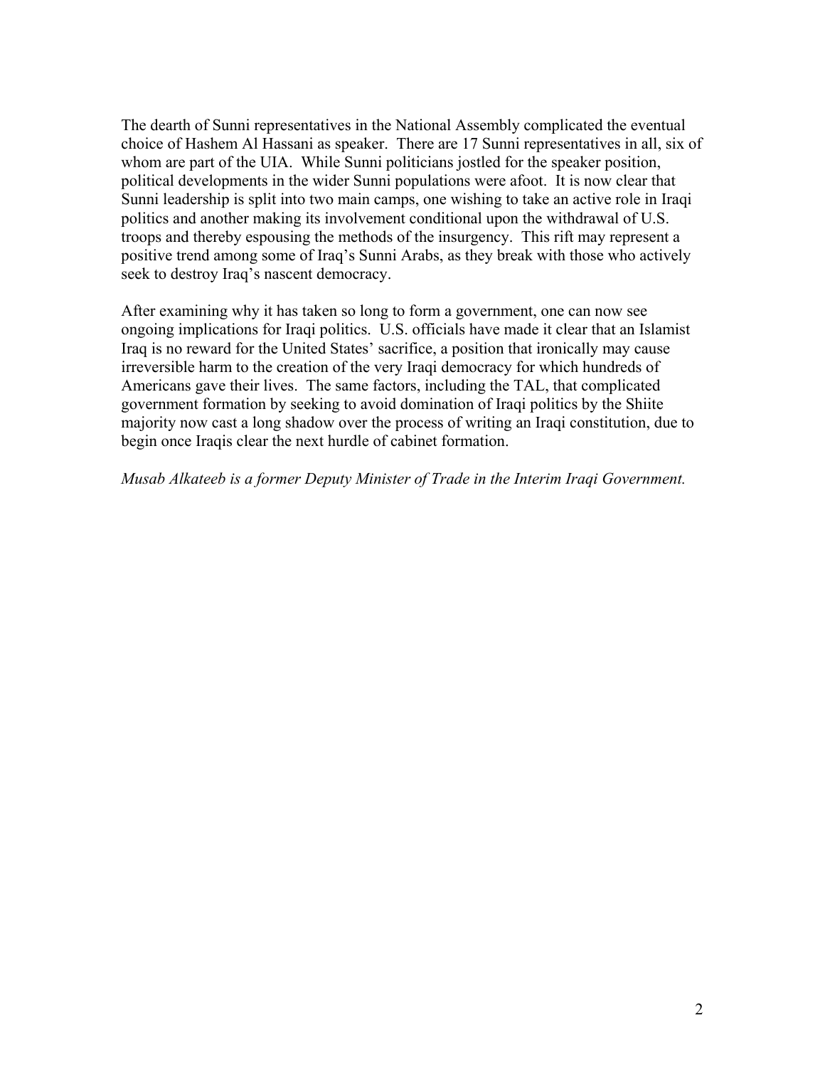The dearth of Sunni representatives in the National Assembly complicated the eventual choice of Hashem Al Hassani as speaker. There are 17 Sunni representatives in all, six of whom are part of the UIA. While Sunni politicians jostled for the speaker position, political developments in the wider Sunni populations were afoot. It is now clear that Sunni leadership is split into two main camps, one wishing to take an active role in Iraqi politics and another making its involvement conditional upon the withdrawal of U.S. troops and thereby espousing the methods of the insurgency. This rift may represent a positive trend among some of Iraq's Sunni Arabs, as they break with those who actively seek to destroy Iraq's nascent democracy.

After examining why it has taken so long to form a government, one can now see ongoing implications for Iraqi politics. U.S. officials have made it clear that an Islamist Iraq is no reward for the United States' sacrifice, a position that ironically may cause irreversible harm to the creation of the very Iraqi democracy for which hundreds of Americans gave their lives. The same factors, including the TAL, that complicated government formation by seeking to avoid domination of Iraqi politics by the Shiite majority now cast a long shadow over the process of writing an Iraqi constitution, due to begin once Iraqis clear the next hurdle of cabinet formation.

*Musab Alkateeb is a former Deputy Minister of Trade in the Interim Iraqi Government.*